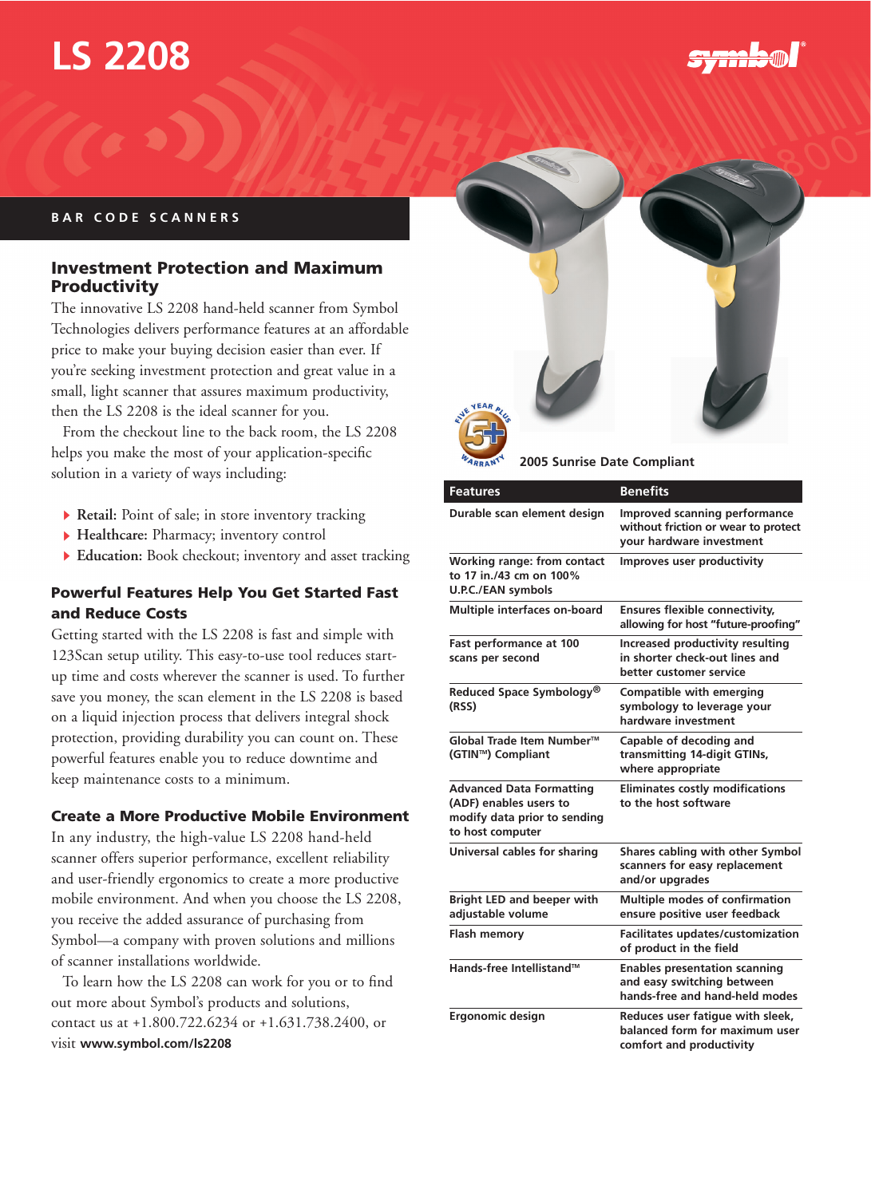# LS 2208

symbol

BAR CODE SCANNERS

## Investment Protection and Maximum Productivity

The innovative LS 2208 hand-held scanner from Symbol Technologies delivers performance features at an affordable price to make your buying decision easier than ever. If you're seeking investment protection and great value in a small, light scanner that assures maximum productivity, then the LS 2208 is the ideal scanner for you.

From the checkout line to the back room, the LS 2208 helps you make the most of your application-specific solution in a variety of ways including:

- **Retail:** Point of sale; in store inventory tracking
- **Healthcare:** Pharmacy; inventory control
- **Education:** Book checkout; inventory and asset tracking

## Powerful Features Help You Get Started Fast and Reduce Costs

Getting started with the LS 2208 is fast and simple with 123Scan setup utility. This easy-to-use tool reduces start-up time and costs wherever the scanner is used. To further save you money, the scan element in the LS 2208 is based on a liquid injection process that delivers integral shock protection, providing durability you can count on. These powerful features enable you to reduce downtime and keep maintenance costs to a minimum.

## Create a More Productive Mobile Environment

In any industry, the high-value LS 2208 hand-held scanner offers superior performance, excellent reliability and user-friendly ergonomics to create a more productive mobile environment. And when you choose the LS 2208, you receive the added assurance of purchasing from Symbol—a company with proven solutions and millions of scanner installations worldwide.

To learn how the LS 2208 can work for you or to find out more about Symbol's products and solutions, contact us at +1.800.722.6234 or +1.631.738.2400, or visit **www.symbol.com/ls2208**

FIVE YEAR PLUS 5+ WARRANTY

**2005 Sunrise Date Compliant**

| Features | Benefits |
|---|---|
| Durable scan element design | Improved scanning performance without friction or wear to protect your hardware investment |
| Working range: from contact to 17 in./43 cm on 100% U.P.C./EAN symbols | Improves user productivity |
| Multiple interfaces on-board | Ensures flexible connectivity, allowing for host "future-proofing" |
| Fast performance at 100 scans per second | Increased productivity resulting in shorter check-out lines and better customer service |
| Reduced Space Symbology® (RSS) | Compatible with emerging symbology to leverage your hardware investment |
| Global Trade Item Number™ (GTIN™) Compliant | Capable of decoding and transmitting 14-digit GTINs, where appropriate |
| Advanced Data Formatting (ADF) enables users to modify data prior to sending to host computer | Eliminates costly modifications to the host software |
| Universal cables for sharing | Shares cabling with other Symbol scanners for easy replacement and/or upgrades |
| Bright LED and beeper with adjustable volume | Multiple modes of confirmation ensure positive user feedback |
| Flash memory | Facilitates updates/customization of product in the field |
| Hands-free Intellistand™ | Enables presentation scanning and easy switching between hands-free and hand-held modes |
| Ergonomic design | Reduces user fatigue with sleek, balanced form for maximum user comfort and productivity |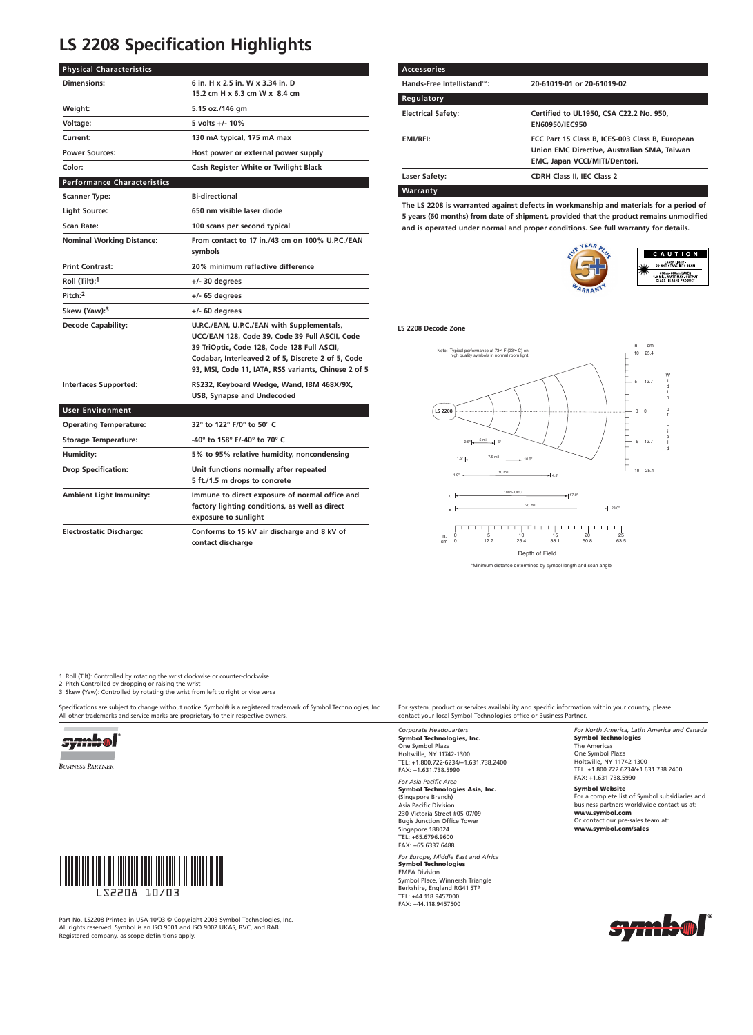# LS 2208 Specification Highlights

| Physical Characteristics | |
| --- | --- |
| Dimensions: | 6 in. H x 2.5 in. W x 3.34 in. D<br>15.2 cm H x 6.3 cm W x 8.4 cm |
| Weight: | 5.15 oz./146 gm |
| Voltage: | 5 volts +/- 10% |
| Current: | 130 mA typical, 175 mA max |
| Power Sources: | Host power or external power supply |
| Color: | Cash Register White or Twilight Black |

| Performance Characteristics | |
| --- | --- |
| Scanner Type: | Bi-directional |
| Light Source: | 650 nm visible laser diode |
| Scan Rate: | 100 scans per second typical |
| Nominal Working Distance: | From contact to 17 in./43 cm on 100% U.P.C./EAN symbols |
| Print Contrast: | 20% minimum reflective difference |
| Roll (Tilt):[1] | +/- 30 degrees |
| Pitch:[2] | +/- 65 degrees |
| Skew (Yaw):[3] | +/- 60 degrees |
| Decode Capability: | U.P.C./EAN, U.P.C./EAN with Supplementals, UCC/EAN 128, Code 39, Code 39 Full ASCII, Code 39 TriOptic, Code 128, Code 128 Full ASCII, Codabar, Interleaved 2 of 5, Discrete 2 of 5, Code 93, MSI, Code 11, IATA, RSS variants, Chinese 2 of 5 |
| Interfaces Supported: | RS232, Keyboard Wedge, Wand, IBM 468X/9X, USB, Synapse and Undecoded |

| User Environment | |
| --- | --- |
| Operating Temperature: | 32° to 122° F/0° to 50° C |
| Storage Temperature: | -40° to 158° F/-40° to 70° C |
| Humidity: | 5% to 95% relative humidity, noncondensing |
| Drop Specification: | Unit functions normally after repeated 5 ft./1.5 m drops to concrete |
| Ambient Light Immunity: | Immune to direct exposure of normal office and factory lighting conditions, as well as direct exposure to sunlight |
| Electrostatic Discharge: | Conforms to 15 kV air discharge and 8 kV of contact discharge |

| Accessories | |
| --- | --- |
| Hands-Free Intellistand™: | 20-61019-01 or 20-61019-02 |

| Regulatory | |
| --- | --- |
| Electrical Safety: | Certified to UL1950, CSA C22.2 No. 950, EN60950/IEC950 |
| EMI/RFI: | FCC Part 15 Class B, ICES-003 Class B, European Union EMC Directive, Australian SMA, Taiwan EMC, Japan VCCI/MITI/Dentori. |
| Laser Safety: | CDRH Class II, IEC Class 2 |

## Warranty

**The LS 2208 is warranted against defects in workmanship and materials for a period of 5 years (60 months) from date of shipment, provided that the product remains unmodified and is operated under normal and proper conditions. See full warranty for details.**

FIVE YEAR PLUS WARRANTY

CAUTION
LASER LIGHT - DO NOT STARE INTO BEAM
630nm-680nm LASER
1.0 MILLIWATT MAX. OUTPUT
CLASS II LASER PRODUCT

### LS 2208 Decode Zone

Note: Typical performance at 73° F (23° C) on high quality symbols in normal room light.

LS 2208

2.5" 5 mil 6"
1.5" 7.5 mil 10.0"
1.0" 10 mil 14.5"
0 100% UPC 17.0"
* 20 mil 23.0"

in. 10 5 0 5 10
cm 25.4 12.7 0 12.7 25.4
Width of Field

in. 0 5 10 15 20 25
cm 0 12.7 25.4 38.1 50.8 63.5
Depth of Field

*Minimum distance determined by symbol length and scan angle

1. Roll (Tilt): Controlled by rotating the wrist clockwise or counter-clockwise
2. Pitch Controlled by dropping or raising the wrist
3. Skew (Yaw): Controlled by rotating the wrist from left to right or vice versa

Specifications are subject to change without notice. Symbol® is a registered trademark of Symbol Technologies, Inc. All other trademarks and service marks are proprietary to their respective owners.

symbol® BUSINESS PARTNER

LS2208 10/03

Part No. LS2208 Printed in USA 10/03 © Copyright 2003 Symbol Technologies, Inc. All rights reserved. Symbol is an ISO 9001 and ISO 9002 UKAS, RVC, and RAB Registered company, as scope definitions apply.

For system, product or services availability and specific information within your country, please contact your local Symbol Technologies office or Business Partner.

*Corporate Headquarters*
**Symbol Technologies, Inc.**
One Symbol Plaza
Holtsville, NY 11742-1300
TEL: +1.800.722-6234/+1.631.738.2400
FAX: +1.631.738.5990

*For Asia Pacific Area*
**Symbol Technologies Asia, Inc.**
(Singapore Branch)
Asia Pacific Division
230 Victoria Street #05-07/09
Bugis Junction Office Tower
Singapore 188024
TEL: +65.6796.9600
FAX: +65.6337.6488

*For Europe, Middle East and Africa*
**Symbol Technologies**
EMEA Division
Symbol Place, Winnersh Triangle
Berkshire, England RG41 5TP
TEL: +44.118.9457000
FAX: +44.118.9457500

*For North America, Latin America and Canada*
**Symbol Technologies**
The Americas
One Symbol Plaza
Holtsville, NY 11742-1300
TEL: +1.800.722.6234/+1.631.738.2400
FAX: +1.631.738.5990

**Symbol Website**
For a complete list of Symbol subsidiaries and business partners worldwide contact us at:
**www.symbol.com**
Or contact our pre-sales team at:
**www.symbol.com/sales**

symbol®